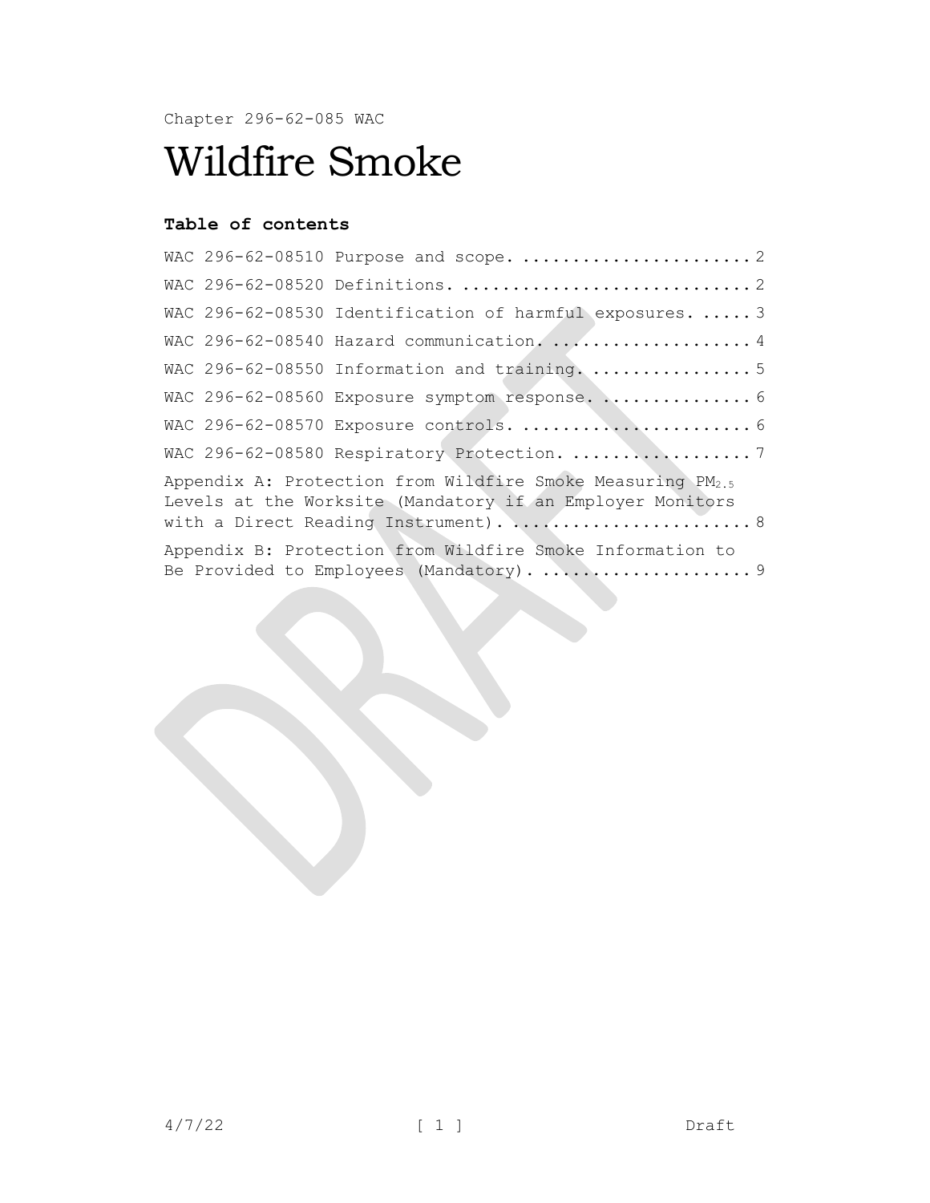Chapter 296-62-085 WAC

# Wildfire Smoke

**Table of contents**

WAC 296-62-08510 Purpose and scope. ....................... 2

WAC 296-62-08520 Definitions. ............................. 2

WAC 296-62-08530 Identification of harmful exposures. ..... 3

WAC 296-62-08540 Hazard communication. .................... 4

WAC 296-62-08550 Information and training. ................ 5

WAC 296-62-08560 Exposure symptom response. ............... 6

WAC 296-62-08570 Exposure controls. ....................... 6

WAC 296-62-08580 Respiratory Protection. .................. 7

Appendix A: Protection from Wildfire Smoke Measuring $PM_{2.5}$ Levels at the Worksite (Mandatory if an Employer Monitors with a Direct Reading Instrument). ........................ 8

Appendix B: Protection from Wildfire Smoke Information to Be Provided to Employees (Mandatory). ..................... 9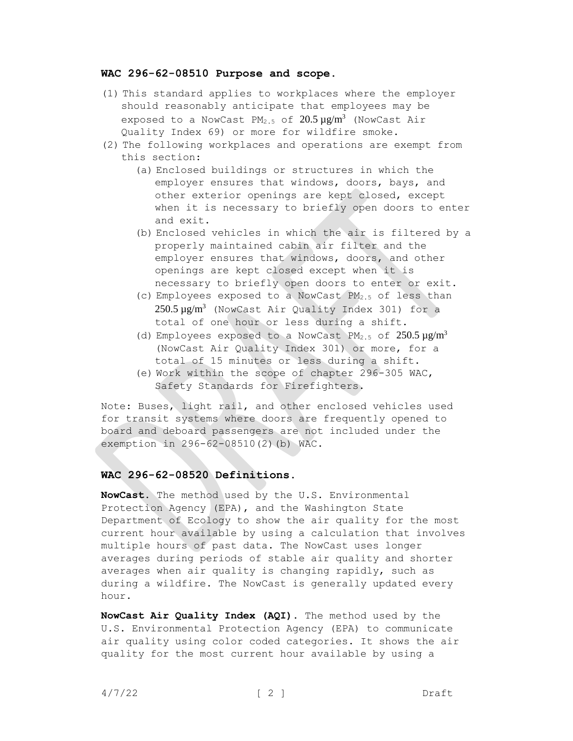### WAC 296-62-08510 Purpose and scope.

(1) This standard applies to workplaces where the employer should reasonably anticipate that employees may be exposed to a NowCast $PM_{2.5}$ of 20.5 μg/$m^3$ (NowCast Air Quality Index 69) or more for wildfire smoke.

(2) The following workplaces and operations are exempt from this section:

   (a) Enclosed buildings or structures in which the employer ensures that windows, doors, bays, and other exterior openings are kept closed, except when it is necessary to briefly open doors to enter and exit.

   (b) Enclosed vehicles in which the air is filtered by a properly maintained cabin air filter and the employer ensures that windows, doors, and other openings are kept closed except when it is necessary to briefly open doors to enter or exit.

   (c) Employees exposed to a NowCast $PM_{2.5}$ of less than 250.5 μg/$m^3$ (NowCast Air Quality Index 301) for a total of one hour or less during a shift.

   (d) Employees exposed to a NowCast $PM_{2.5}$ of 250.5 μg/$m^3$ (NowCast Air Quality Index 301) or more, for a total of 15 minutes or less during a shift.

   (e) Work within the scope of chapter 296-305 WAC, Safety Standards for Firefighters.

Note: Buses, light rail, and other enclosed vehicles used for transit systems where doors are frequently opened to board and deboard passengers are not included under the exemption in 296-62-08510(2)(b) WAC.

### WAC 296-62-08520 Definitions.

**NowCast.** The method used by the U.S. Environmental Protection Agency (EPA), and the Washington State Department of Ecology to show the air quality for the most current hour available by using a calculation that involves multiple hours of past data. The NowCast uses longer averages during periods of stable air quality and shorter averages when air quality is changing rapidly, such as during a wildfire. The NowCast is generally updated every hour.

**NowCast Air Quality Index (AQI).** The method used by the U.S. Environmental Protection Agency (EPA) to communicate air quality using color coded categories. It shows the air quality for the most current hour available by using a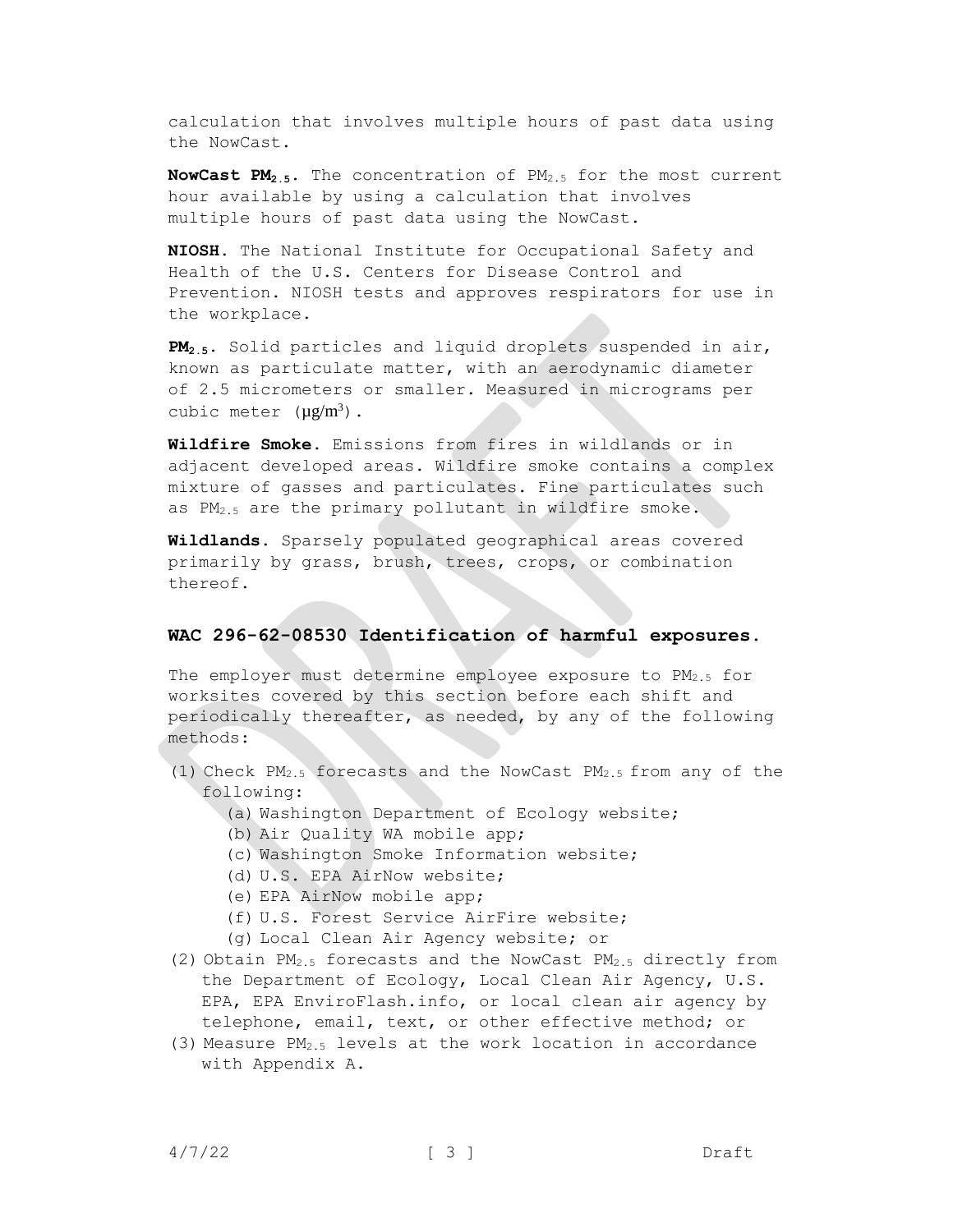calculation that involves multiple hours of past data using the NowCast.

**NowCast $PM_{2.5}$.** The concentration of $PM_{2.5}$ for the most current hour available by using a calculation that involves multiple hours of past data using the NowCast.

**NIOSH.** The National Institute for Occupational Safety and Health of the U.S. Centers for Disease Control and Prevention. NIOSH tests and approves respirators for use in the workplace.

**$PM_{2.5}$.** Solid particles and liquid droplets suspended in air, known as particulate matter, with an aerodynamic diameter of 2.5 micrometers or smaller. Measured in micrograms per cubic meter ($\mu g/m^3$).

**Wildfire Smoke.** Emissions from fires in wildlands or in adjacent developed areas. Wildfire smoke contains a complex mixture of gasses and particulates. Fine particulates such as $PM_{2.5}$ are the primary pollutant in wildfire smoke.

**Wildlands.** Sparsely populated geographical areas covered primarily by grass, brush, trees, crops, or combination thereof.

### WAC 296-62-08530 Identification of harmful exposures.

The employer must determine employee exposure to $PM_{2.5}$ for worksites covered by this section before each shift and periodically thereafter, as needed, by any of the following methods:

(1) Check $PM_{2.5}$ forecasts and the NowCast $PM_{2.5}$ from any of the following:
   - (a) Washington Department of Ecology website;
   - (b) Air Quality WA mobile app;
   - (c) Washington Smoke Information website;
   - (d) U.S. EPA AirNow website;
   - (e) EPA AirNow mobile app;
   - (f) U.S. Forest Service AirFire website;
   - (g) Local Clean Air Agency website; or

(2) Obtain $PM_{2.5}$ forecasts and the NowCast $PM_{2.5}$ directly from the Department of Ecology, Local Clean Air Agency, U.S. EPA, EPA EnviroFlash.info, or local clean air agency by telephone, email, text, or other effective method; or

(3) Measure $PM_{2.5}$ levels at the work location in accordance with Appendix A.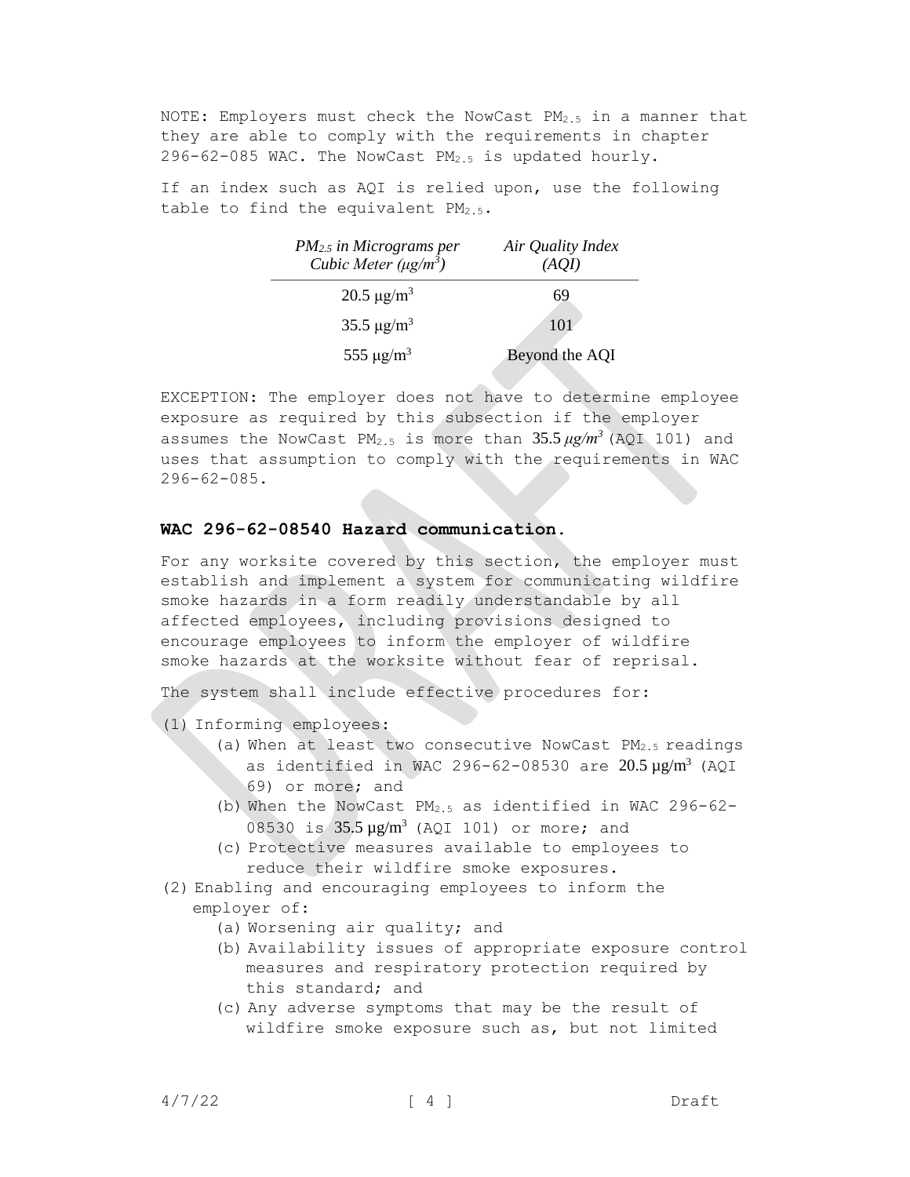NOTE: Employers must check the NowCast $PM_{2.5}$ in a manner that they are able to comply with the requirements in chapter 296-62-085 WAC. The NowCast $PM_{2.5}$ is updated hourly.

If an index such as AQI is relied upon, use the following table to find the equivalent $PM_{2.5}$.

| *$PM_{2.5}$ in Micrograms per Cubic Meter ($\mu g/m^3$)* | *Air Quality Index (AQI)* |
|---|---|
| 20.5 $\mu g/m^3$ | 69 |
| 35.5 $\mu g/m^3$ | 101 |
| 555 $\mu g/m^3$ | Beyond the AQI |

EXCEPTION: The employer does not have to determine employee exposure as required by this subsection if the employer assumes the NowCast $PM_{2.5}$ is more than 35.5 $\mu g/m^3$ (AQI 101) and uses that assumption to comply with the requirements in WAC 296-62-085.

**WAC 296-62-08540 Hazard communication.**

For any worksite covered by this section, the employer must establish and implement a system for communicating wildfire smoke hazards in a form readily understandable by all affected employees, including provisions designed to encourage employees to inform the employer of wildfire smoke hazards at the worksite without fear of reprisal.

The system shall include effective procedures for:

(1) Informing employees:
- (a) When at least two consecutive NowCast $PM_{2.5}$ readings as identified in WAC 296-62-08530 are 20.5 $\mu g/m^3$ (AQI 69) or more; and
- (b) When the NowCast $PM_{2.5}$ as identified in WAC 296-62-08530 is 35.5 $\mu g/m^3$ (AQI 101) or more; and
- (c) Protective measures available to employees to reduce their wildfire smoke exposures.

(2) Enabling and encouraging employees to inform the employer of:
- (a) Worsening air quality; and
- (b) Availability issues of appropriate exposure control measures and respiratory protection required by this standard; and
- (c) Any adverse symptoms that may be the result of wildfire smoke exposure such as, but not limited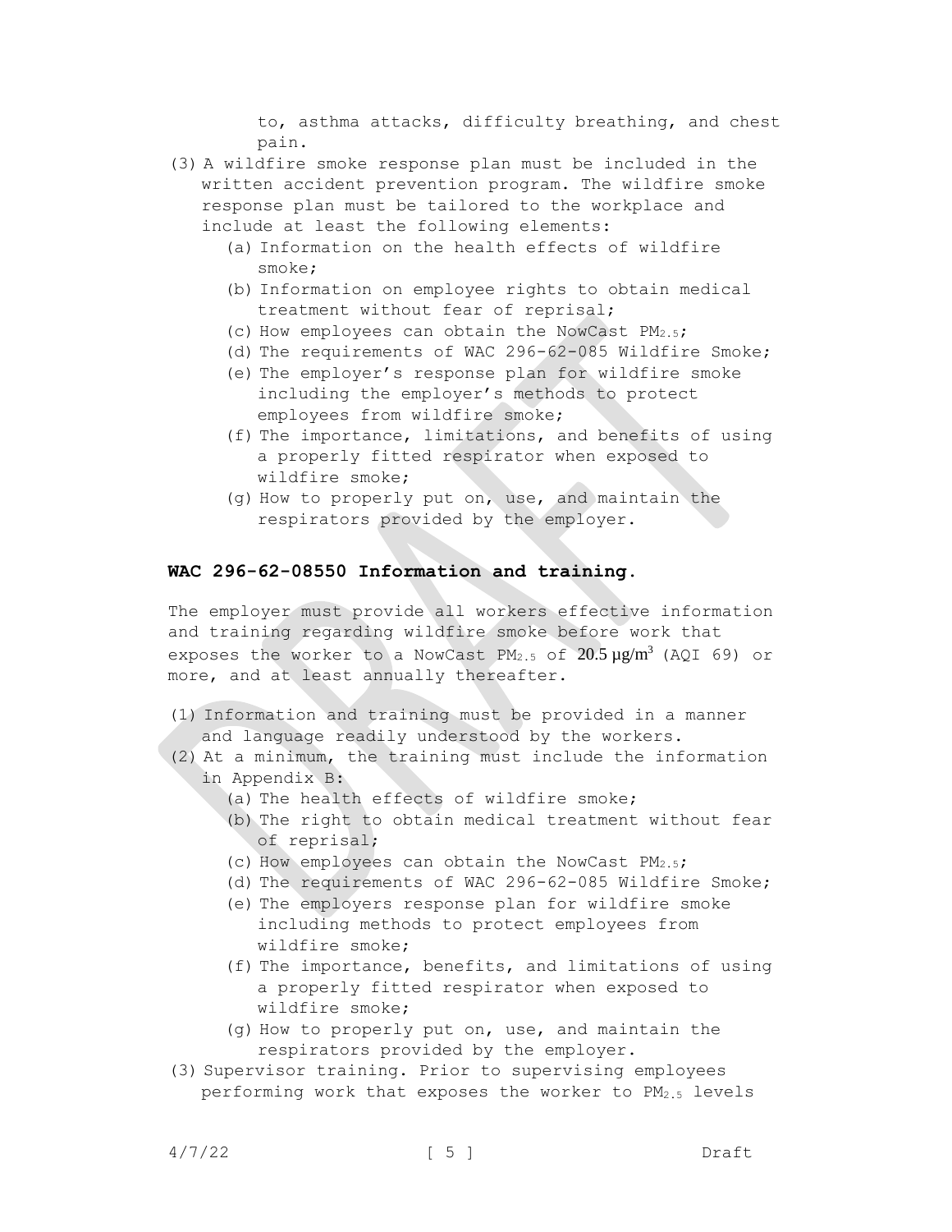to, asthma attacks, difficulty breathing, and chest pain.

(3) A wildfire smoke response plan must be included in the written accident prevention program. The wildfire smoke response plan must be tailored to the workplace and include at least the following elements:
   (a) Information on the health effects of wildfire smoke;
   (b) Information on employee rights to obtain medical treatment without fear of reprisal;
   (c) How employees can obtain the NowCast $PM_{2.5}$;
   (d) The requirements of WAC 296-62-085 Wildfire Smoke;
   (e) The employer's response plan for wildfire smoke including the employer's methods to protect employees from wildfire smoke;
   (f) The importance, limitations, and benefits of using a properly fitted respirator when exposed to wildfire smoke;
   (g) How to properly put on, use, and maintain the respirators provided by the employer.

**WAC 296-62-08550 Information and training.**

The employer must provide all workers effective information and training regarding wildfire smoke before work that exposes the worker to a NowCast $PM_{2.5}$ of 20.5 $\mu g/m^3$ (AQI 69) or more, and at least annually thereafter.

(1) Information and training must be provided in a manner and language readily understood by the workers.
(2) At a minimum, the training must include the information in Appendix B:
   (a) The health effects of wildfire smoke;
   (b) The right to obtain medical treatment without fear of reprisal;
   (c) How employees can obtain the NowCast $PM_{2.5}$;
   (d) The requirements of WAC 296-62-085 Wildfire Smoke;
   (e) The employers response plan for wildfire smoke including methods to protect employees from wildfire smoke;
   (f) The importance, benefits, and limitations of using a properly fitted respirator when exposed to wildfire smoke;
   (g) How to properly put on, use, and maintain the respirators provided by the employer.
(3) Supervisor training. Prior to supervising employees performing work that exposes the worker to $PM_{2.5}$ levels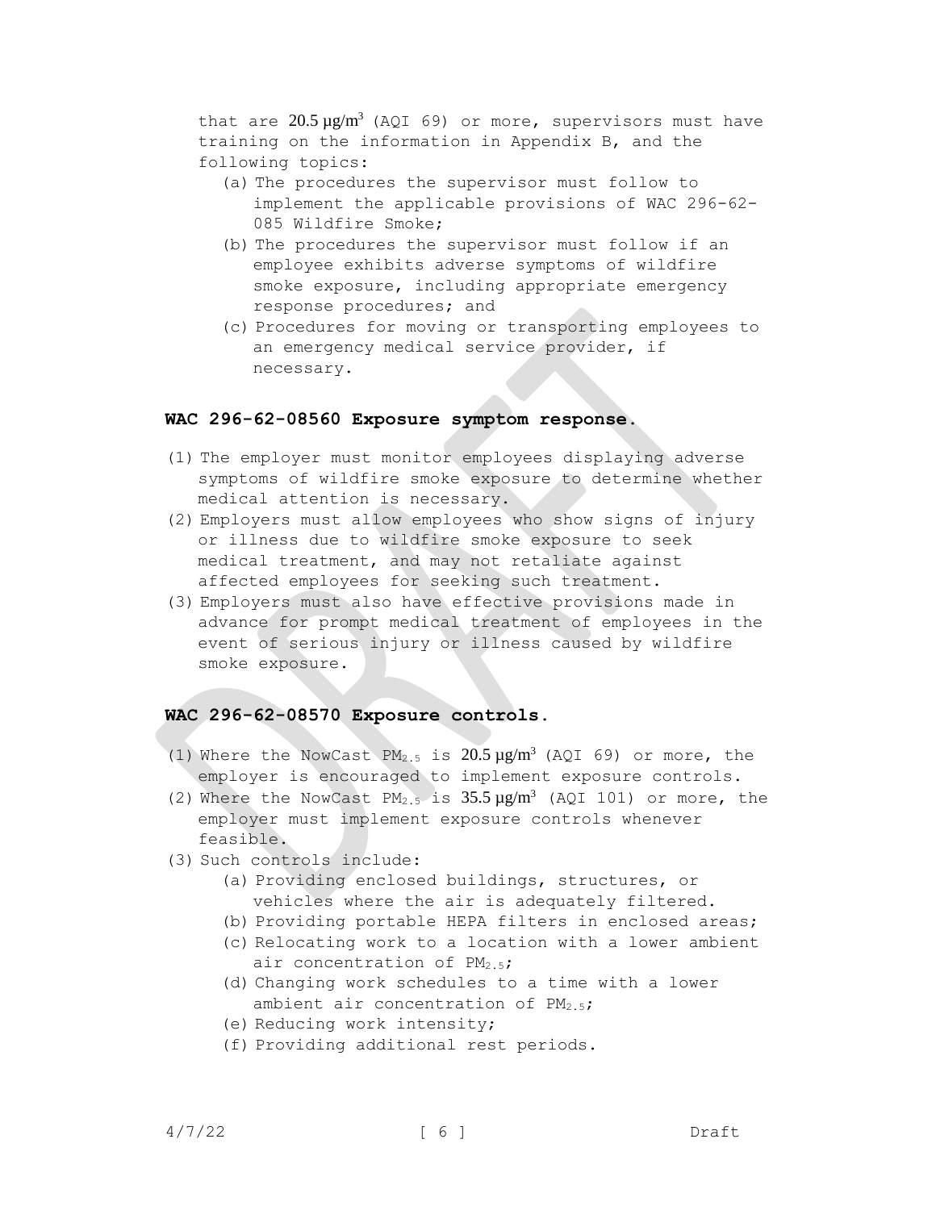that are 20.5 $\mu g/m^3$ (AQI 69) or more, supervisors must have training on the information in Appendix B, and the following topics:

(a) The procedures the supervisor must follow to implement the applicable provisions of WAC 296-62-085 Wildfire Smoke;

(b) The procedures the supervisor must follow if an employee exhibits adverse symptoms of wildfire smoke exposure, including appropriate emergency response procedures; and

(c) Procedures for moving or transporting employees to an emergency medical service provider, if necessary.

**WAC 296-62-08560 Exposure symptom response.**

(1) The employer must monitor employees displaying adverse symptoms of wildfire smoke exposure to determine whether medical attention is necessary.

(2) Employers must allow employees who show signs of injury or illness due to wildfire smoke exposure to seek medical treatment, and may not retaliate against affected employees for seeking such treatment.

(3) Employers must also have effective provisions made in advance for prompt medical treatment of employees in the event of serious injury or illness caused by wildfire smoke exposure.

**WAC 296-62-08570 Exposure controls.**

(1) Where the NowCast $PM_{2.5}$ is 20.5 $\mu g/m^3$ (AQI 69) or more, the employer is encouraged to implement exposure controls.

(2) Where the NowCast $PM_{2.5}$ is 35.5 $\mu g/m^3$ (AQI 101) or more, the employer must implement exposure controls whenever feasible.

(3) Such controls include:

(a) Providing enclosed buildings, structures, or vehicles where the air is adequately filtered.

(b) Providing portable HEPA filters in enclosed areas;

(c) Relocating work to a location with a lower ambient air concentration of $PM_{2.5}$;

(d) Changing work schedules to a time with a lower ambient air concentration of $PM_{2.5}$;

(e) Reducing work intensity;

(f) Providing additional rest periods.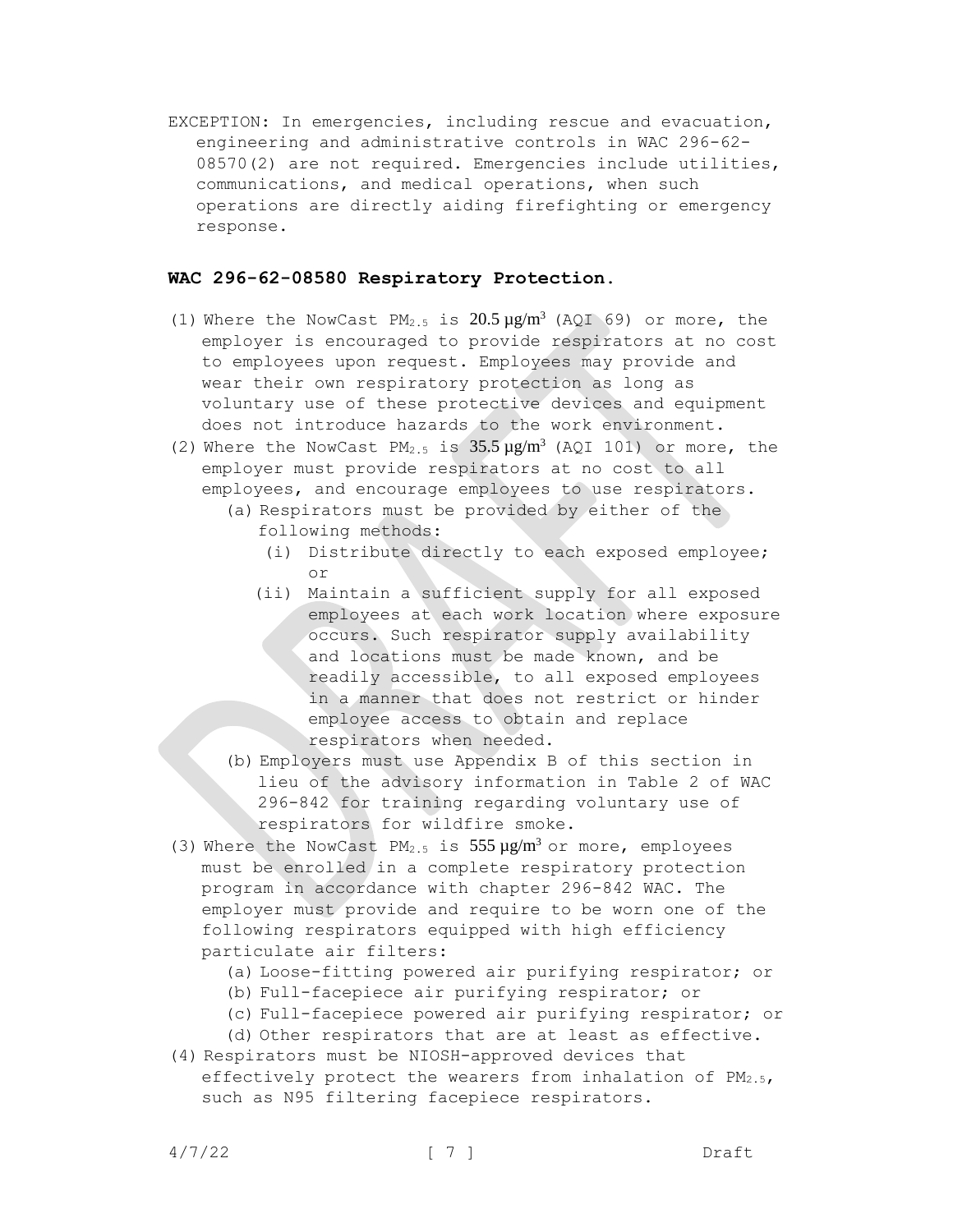EXCEPTION: In emergencies, including rescue and evacuation, engineering and administrative controls in WAC 296-62-08570(2) are not required. Emergencies include utilities, communications, and medical operations, when such operations are directly aiding firefighting or emergency response.

**WAC 296-62-08580 Respiratory Protection.**

(1) Where the NowCast $PM_{2.5}$ is 20.5 μg/m³ (AQI 69) or more, the employer is encouraged to provide respirators at no cost to employees upon request. Employees may provide and wear their own respiratory protection as long as voluntary use of these protective devices and equipment does not introduce hazards to the work environment.

(2) Where the NowCast $PM_{2.5}$ is 35.5 μg/m³ (AQI 101) or more, the employer must provide respirators at no cost to all employees, and encourage employees to use respirators.

   (a) Respirators must be provided by either of the following methods:

      (i) Distribute directly to each exposed employee; or

      (ii) Maintain a sufficient supply for all exposed employees at each work location where exposure occurs. Such respirator supply availability and locations must be made known, and be readily accessible, to all exposed employees in a manner that does not restrict or hinder employee access to obtain and replace respirators when needed.

   (b) Employers must use Appendix B of this section in lieu of the advisory information in Table 2 of WAC 296-842 for training regarding voluntary use of respirators for wildfire smoke.

(3) Where the NowCast $PM_{2.5}$ is 555 μg/m³ or more, employees must be enrolled in a complete respiratory protection program in accordance with chapter 296-842 WAC. The employer must provide and require to be worn one of the following respirators equipped with high efficiency particulate air filters:

   (a) Loose-fitting powered air purifying respirator; or

   (b) Full-facepiece air purifying respirator; or

   (c) Full-facepiece powered air purifying respirator; or

   (d) Other respirators that are at least as effective.

(4) Respirators must be NIOSH-approved devices that effectively protect the wearers from inhalation of $PM_{2.5}$, such as N95 filtering facepiece respirators.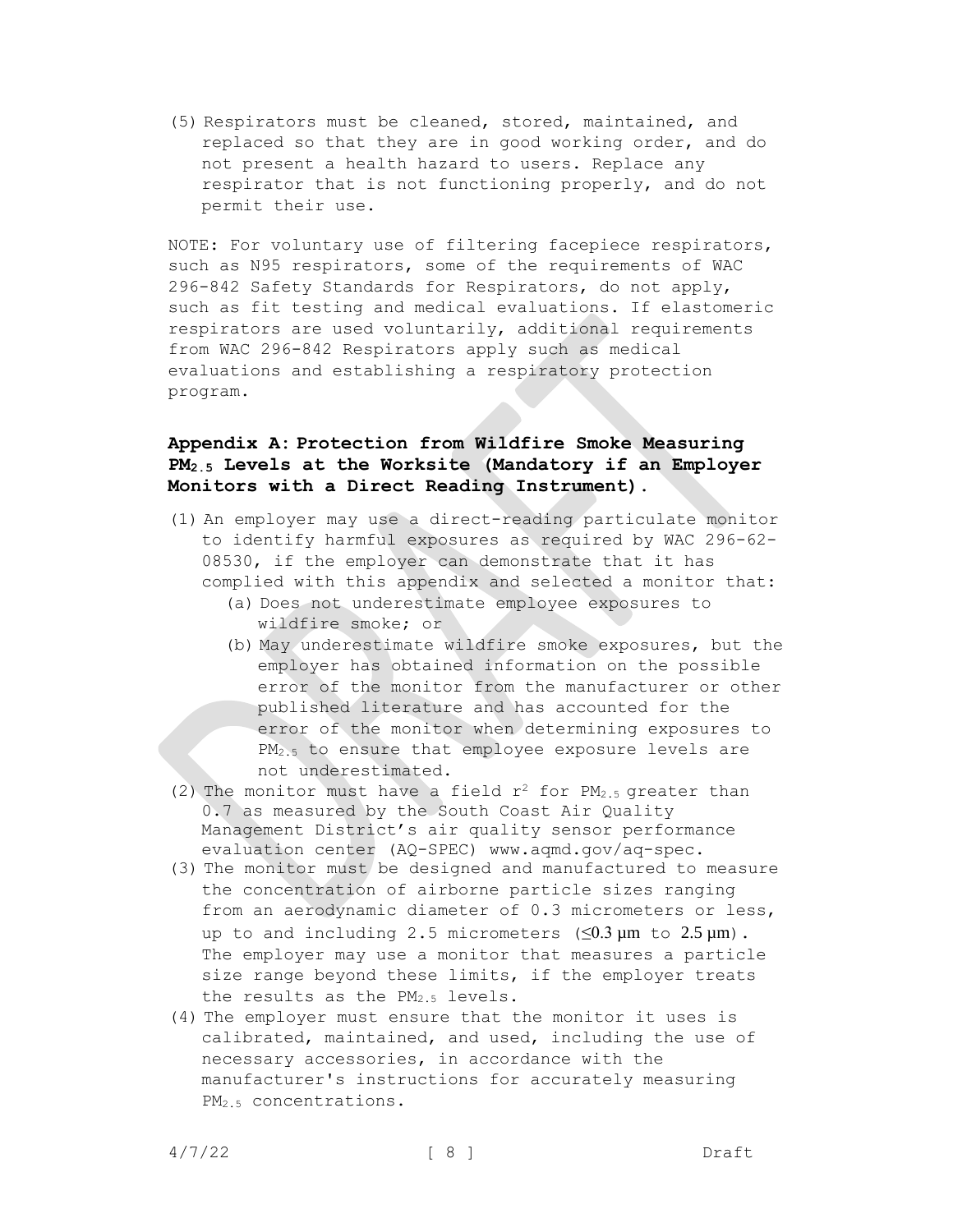(5) Respirators must be cleaned, stored, maintained, and replaced so that they are in good working order, and do not present a health hazard to users. Replace any respirator that is not functioning properly, and do not permit their use.

NOTE: For voluntary use of filtering facepiece respirators, such as N95 respirators, some of the requirements of WAC 296-842 Safety Standards for Respirators, do not apply, such as fit testing and medical evaluations. If elastomeric respirators are used voluntarily, additional requirements from WAC 296-842 Respirators apply such as medical evaluations and establishing a respiratory protection program.

**Appendix A: Protection from Wildfire Smoke Measuring $PM_{2.5}$ Levels at the Worksite (Mandatory if an Employer Monitors with a Direct Reading Instrument).**

(1) An employer may use a direct-reading particulate monitor to identify harmful exposures as required by WAC 296-62-08530, if the employer can demonstrate that it has complied with this appendix and selected a monitor that:
   (a) Does not underestimate employee exposures to wildfire smoke; or
   (b) May underestimate wildfire smoke exposures, but the employer has obtained information on the possible error of the monitor from the manufacturer or other published literature and has accounted for the error of the monitor when determining exposures to $PM_{2.5}$ to ensure that employee exposure levels are not underestimated.

(2) The monitor must have a field $r^2$ for $PM_{2.5}$ greater than 0.7 as measured by the South Coast Air Quality Management District's air quality sensor performance evaluation center (AQ-SPEC) www.aqmd.gov/aq-spec.

(3) The monitor must be designed and manufactured to measure the concentration of airborne particle sizes ranging from an aerodynamic diameter of 0.3 micrometers or less, up to and including 2.5 micrometers ($\leq 0.3$ μm to 2.5 μm). The employer may use a monitor that measures a particle size range beyond these limits, if the employer treats the results as the $PM_{2.5}$ levels.

(4) The employer must ensure that the monitor it uses is calibrated, maintained, and used, including the use of necessary accessories, in accordance with the manufacturer's instructions for accurately measuring $PM_{2.5}$ concentrations.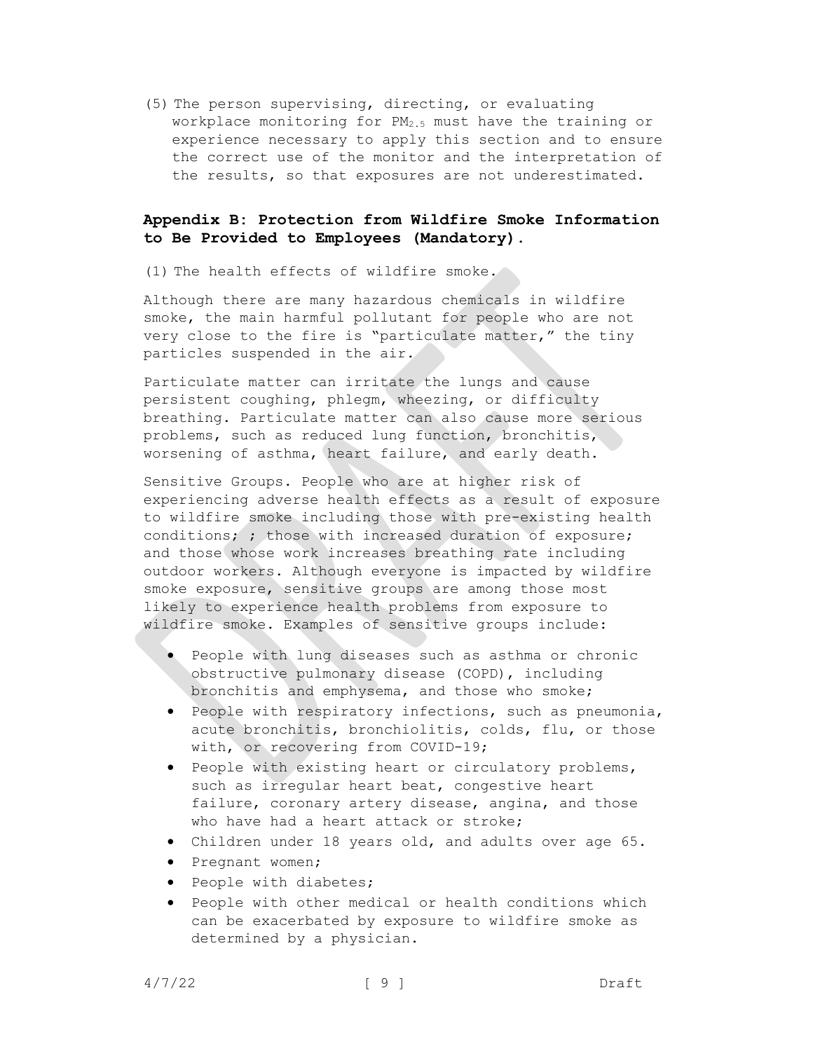(5) The person supervising, directing, or evaluating workplace monitoring for $PM_{2.5}$ must have the training or experience necessary to apply this section and to ensure the correct use of the monitor and the interpretation of the results, so that exposures are not underestimated.

## Appendix B: Protection from Wildfire Smoke Information to Be Provided to Employees (Mandatory).

(1) The health effects of wildfire smoke.

Although there are many hazardous chemicals in wildfire smoke, the main harmful pollutant for people who are not very close to the fire is "particulate matter," the tiny particles suspended in the air.

Particulate matter can irritate the lungs and cause persistent coughing, phlegm, wheezing, or difficulty breathing. Particulate matter can also cause more serious problems, such as reduced lung function, bronchitis, worsening of asthma, heart failure, and early death.

Sensitive Groups. People who are at higher risk of experiencing adverse health effects as a result of exposure to wildfire smoke including those with pre-existing health conditions; ; those with increased duration of exposure; and those whose work increases breathing rate including outdoor workers. Although everyone is impacted by wildfire smoke exposure, sensitive groups are among those most likely to experience health problems from exposure to wildfire smoke. Examples of sensitive groups include:

- People with lung diseases such as asthma or chronic obstructive pulmonary disease (COPD), including bronchitis and emphysema, and those who smoke;
- People with respiratory infections, such as pneumonia, acute bronchitis, bronchiolitis, colds, flu, or those with, or recovering from COVID-19;
- People with existing heart or circulatory problems, such as irregular heart beat, congestive heart failure, coronary artery disease, angina, and those who have had a heart attack or stroke;
- Children under 18 years old, and adults over age 65.
- Pregnant women;
- People with diabetes;
- People with other medical or health conditions which can be exacerbated by exposure to wildfire smoke as determined by a physician.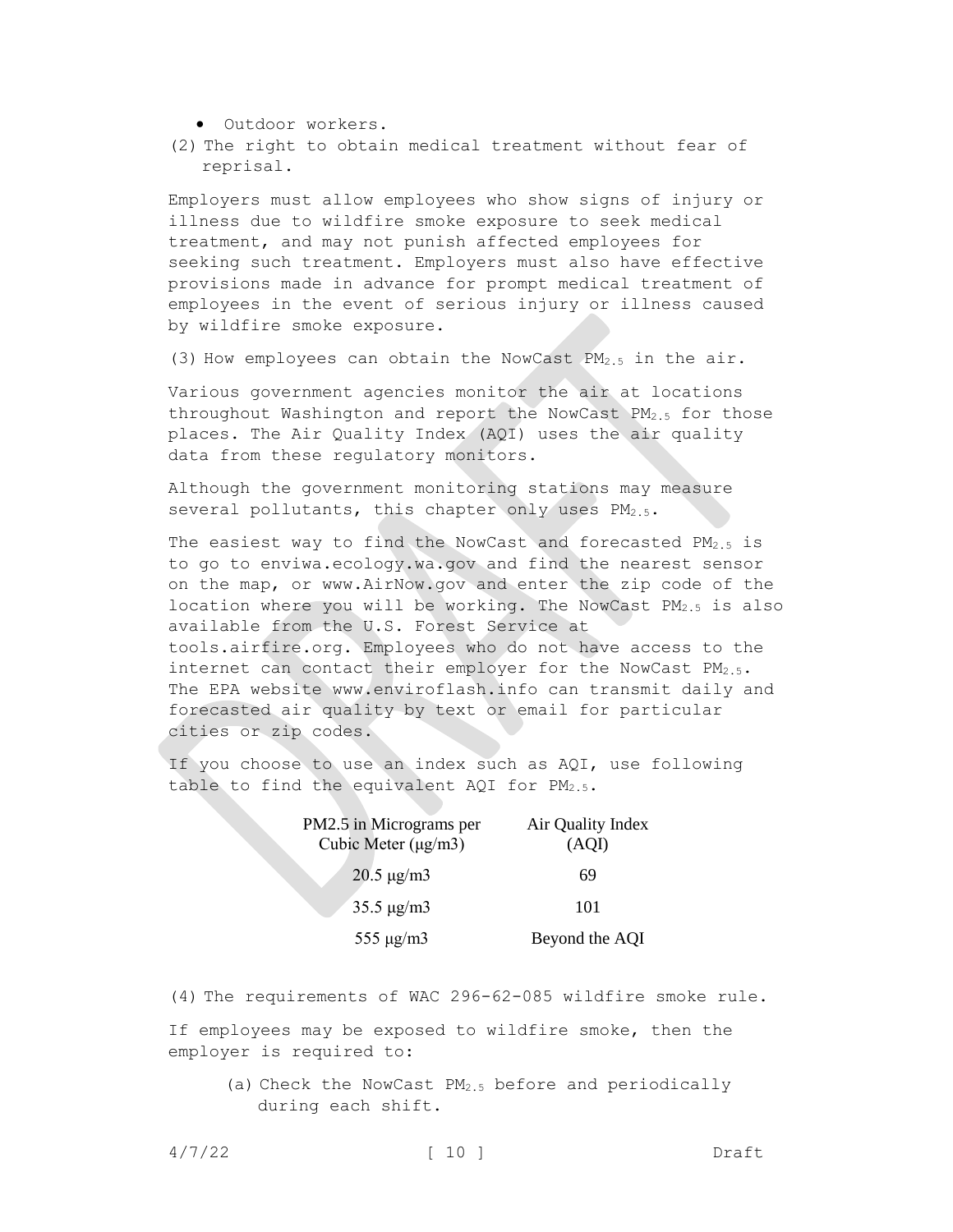- Outdoor workers.

(2) The right to obtain medical treatment without fear of reprisal.

Employers must allow employees who show signs of injury or illness due to wildfire smoke exposure to seek medical treatment, and may not punish affected employees for seeking such treatment. Employers must also have effective provisions made in advance for prompt medical treatment of employees in the event of serious injury or illness caused by wildfire smoke exposure.

(3) How employees can obtain the NowCast $PM_{2.5}$ in the air.

Various government agencies monitor the air at locations throughout Washington and report the NowCast $PM_{2.5}$ for those places. The Air Quality Index (AQI) uses the air quality data from these regulatory monitors.

Although the government monitoring stations may measure several pollutants, this chapter only uses $PM_{2.5}$.

The easiest way to find the NowCast and forecasted $PM_{2.5}$ is to go to enviwa.ecology.wa.gov and find the nearest sensor on the map, or www.AirNow.gov and enter the zip code of the location where you will be working. The NowCast $PM_{2.5}$ is also available from the U.S. Forest Service at tools.airfire.org. Employees who do not have access to the internet can contact their employer for the NowCast $PM_{2.5}$. The EPA website www.enviroflash.info can transmit daily and forecasted air quality by text or email for particular cities or zip codes.

If you choose to use an index such as AQI, use following table to find the equivalent AQI for $PM_{2.5}$.

| PM2.5 in Micrograms per Cubic Meter (μg/m3) | Air Quality Index (AQI) |
|---|---|
| 20.5 μg/m3 | 69 |
| 35.5 μg/m3 | 101 |
| 555 μg/m3 | Beyond the AQI |

(4) The requirements of WAC 296-62-085 wildfire smoke rule.

If employees may be exposed to wildfire smoke, then the employer is required to:

(a) Check the NowCast $PM_{2.5}$ before and periodically during each shift.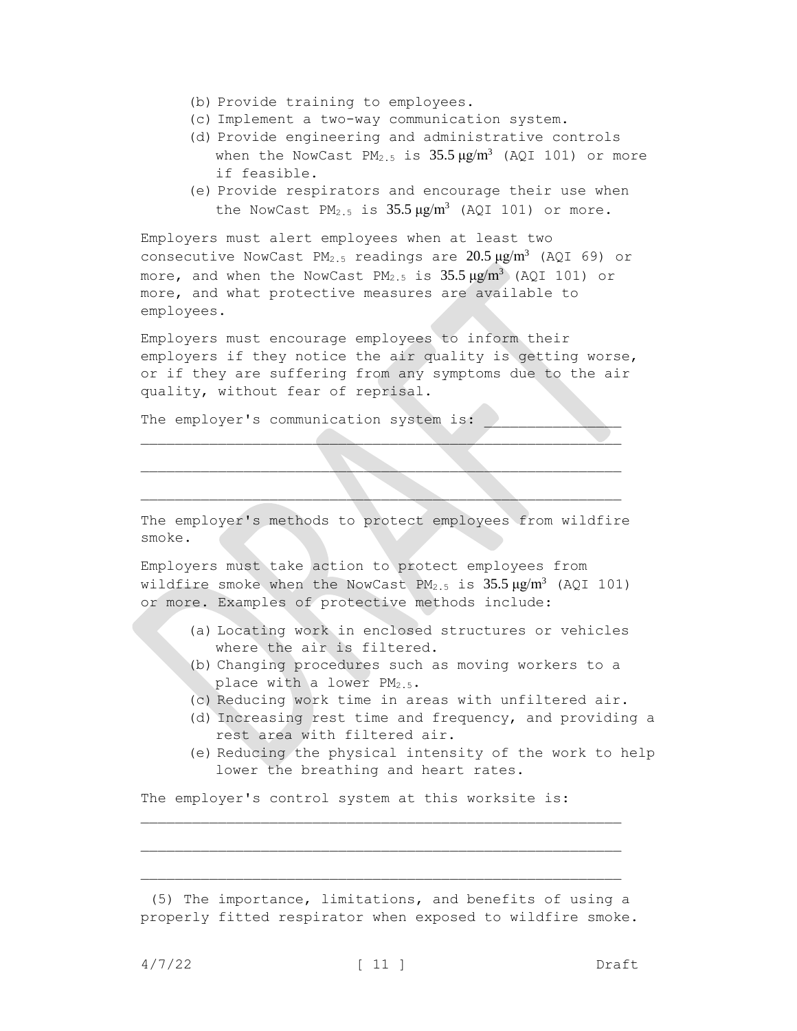(b) Provide training to employees.
(c) Implement a two-way communication system.
(d) Provide engineering and administrative controls when the NowCast $PM_{2.5}$ is 35.5 μg/m$^3$ (AQI 101) or more if feasible.
(e) Provide respirators and encourage their use when the NowCast $PM_{2.5}$ is 35.5 μg/m$^3$ (AQI 101) or more.

Employers must alert employees when at least two consecutive NowCast $PM_{2.5}$ readings are 20.5 μg/m$^3$ (AQI 69) or more, and when the NowCast $PM_{2.5}$ is 35.5 μg/m$^3$ (AQI 101) or more, and what protective measures are available to employees.

Employers must encourage employees to inform their employers if they notice the air quality is getting worse, or if they are suffering from any symptoms due to the air quality, without fear of reprisal.

The employer's communication system is: _______________
_______________________________________________________
_______________________________________________________
_______________________________________________________

The employer's methods to protect employees from wildfire smoke.

Employers must take action to protect employees from wildfire smoke when the NowCast $PM_{2.5}$ is 35.5 μg/m$^3$ (AQI 101) or more. Examples of protective methods include:

(a) Locating work in enclosed structures or vehicles where the air is filtered.
(b) Changing procedures such as moving workers to a place with a lower $PM_{2.5}$.
(c) Reducing work time in areas with unfiltered air.
(d) Increasing rest time and frequency, and providing a rest area with filtered air.
(e) Reducing the physical intensity of the work to help lower the breathing and heart rates.

The employer's control system at this worksite is:
_______________________________________________________
_______________________________________________________
_______________________________________________________

(5) The importance, limitations, and benefits of using a properly fitted respirator when exposed to wildfire smoke.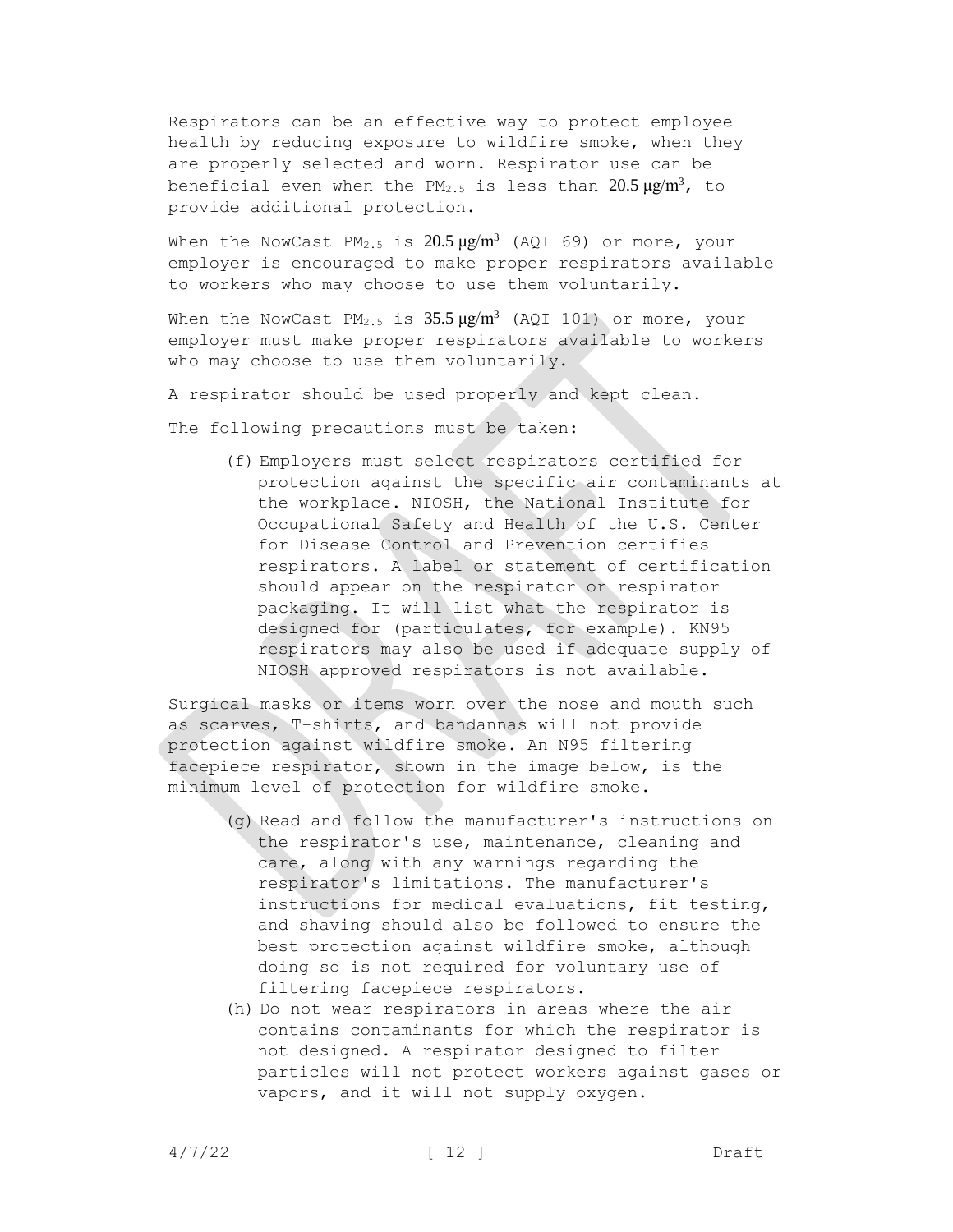Respirators can be an effective way to protect employee health by reducing exposure to wildfire smoke, when they are properly selected and worn. Respirator use can be beneficial even when the $PM_{2.5}$ is less than 20.5 μg/m$^3$, to provide additional protection.

When the NowCast $PM_{2.5}$ is 20.5 μg/m$^3$ (AQI 69) or more, your employer is encouraged to make proper respirators available to workers who may choose to use them voluntarily.

When the NowCast $PM_{2.5}$ is 35.5 μg/m$^3$ (AQI 101) or more, your employer must make proper respirators available to workers who may choose to use them voluntarily.

A respirator should be used properly and kept clean.

The following precautions must be taken:

(f) Employers must select respirators certified for protection against the specific air contaminants at the workplace. NIOSH, the National Institute for Occupational Safety and Health of the U.S. Center for Disease Control and Prevention certifies respirators. A label or statement of certification should appear on the respirator or respirator packaging. It will list what the respirator is designed for (particulates, for example). KN95 respirators may also be used if adequate supply of NIOSH approved respirators is not available.

Surgical masks or items worn over the nose and mouth such as scarves, T-shirts, and bandannas will not provide protection against wildfire smoke. An N95 filtering facepiece respirator, shown in the image below, is the minimum level of protection for wildfire smoke.

(g) Read and follow the manufacturer's instructions on the respirator's use, maintenance, cleaning and care, along with any warnings regarding the respirator's limitations. The manufacturer's instructions for medical evaluations, fit testing, and shaving should also be followed to ensure the best protection against wildfire smoke, although doing so is not required for voluntary use of filtering facepiece respirators.

(h) Do not wear respirators in areas where the air contains contaminants for which the respirator is not designed. A respirator designed to filter particles will not protect workers against gases or vapors, and it will not supply oxygen.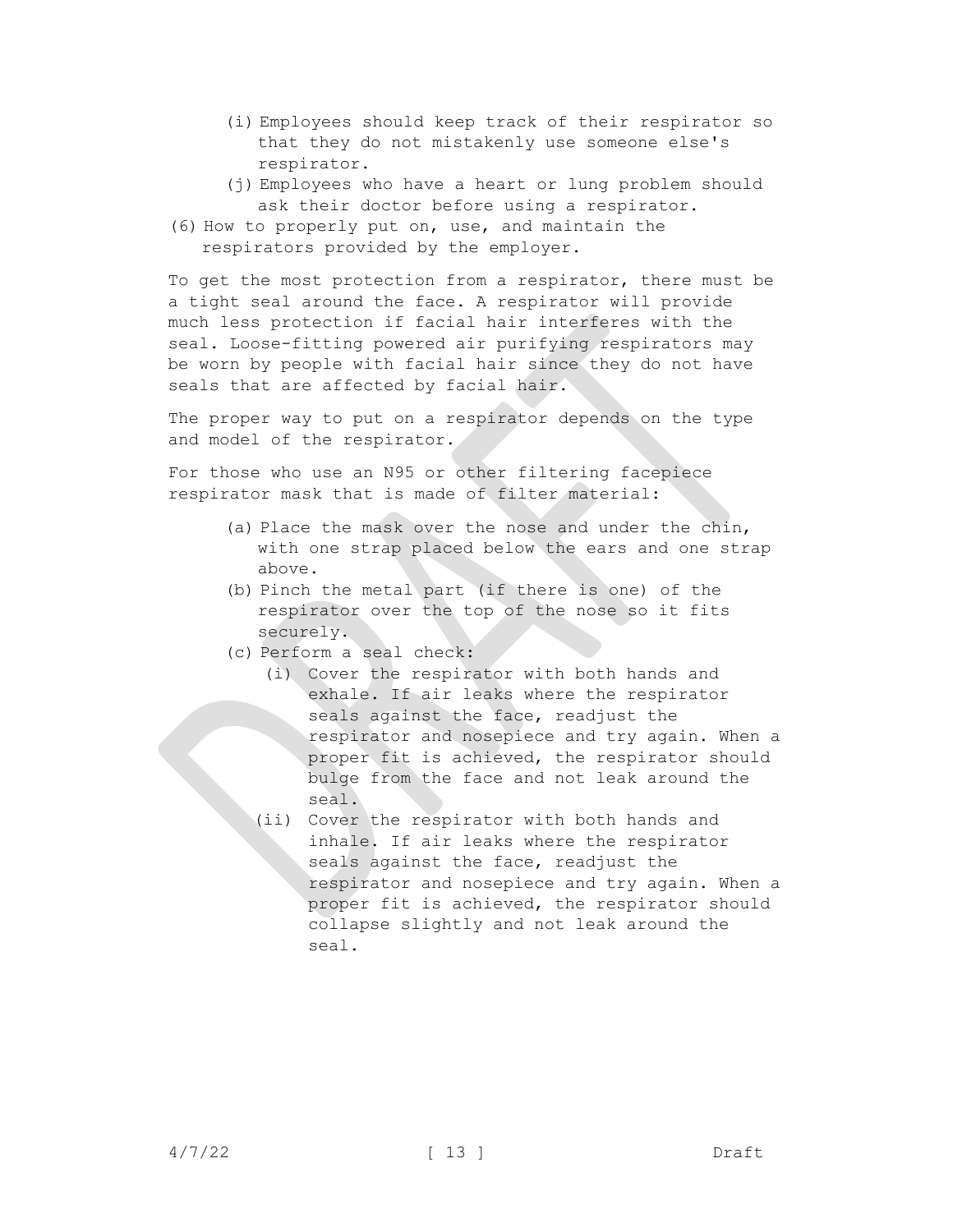(i) Employees should keep track of their respirator so that they do not mistakenly use someone else's respirator.

(j) Employees who have a heart or lung problem should ask their doctor before using a respirator.

(6) How to properly put on, use, and maintain the respirators provided by the employer.

To get the most protection from a respirator, there must be a tight seal around the face. A respirator will provide much less protection if facial hair interferes with the seal. Loose-fitting powered air purifying respirators may be worn by people with facial hair since they do not have seals that are affected by facial hair.

The proper way to put on a respirator depends on the type and model of the respirator.

For those who use an N95 or other filtering facepiece respirator mask that is made of filter material:

(a) Place the mask over the nose and under the chin, with one strap placed below the ears and one strap above.

(b) Pinch the metal part (if there is one) of the respirator over the top of the nose so it fits securely.

(c) Perform a seal check:

(i) Cover the respirator with both hands and exhale. If air leaks where the respirator seals against the face, readjust the respirator and nosepiece and try again. When a proper fit is achieved, the respirator should bulge from the face and not leak around the seal.

(ii) Cover the respirator with both hands and inhale. If air leaks where the respirator seals against the face, readjust the respirator and nosepiece and try again. When a proper fit is achieved, the respirator should collapse slightly and not leak around the seal.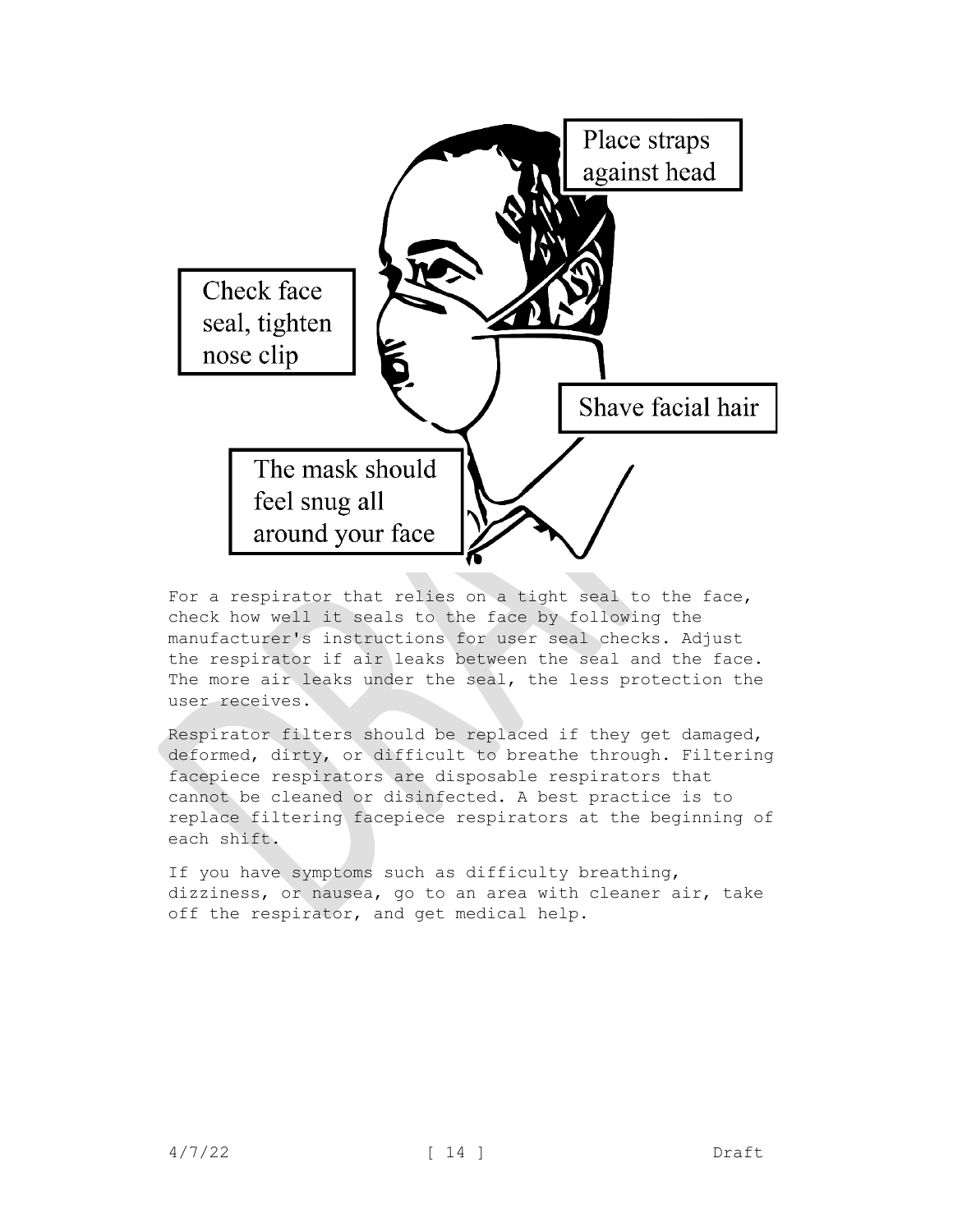Place straps against head

Check face seal, tighten nose clip

Shave facial hair

The mask should feel snug all around your face

For a respirator that relies on a tight seal to the face, check how well it seals to the face by following the manufacturer's instructions for user seal checks. Adjust the respirator if air leaks between the seal and the face. The more air leaks under the seal, the less protection the user receives.

Respirator filters should be replaced if they get damaged, deformed, dirty, or difficult to breathe through. Filtering facepiece respirators are disposable respirators that cannot be cleaned or disinfected. A best practice is to replace filtering facepiece respirators at the beginning of each shift.

If you have symptoms such as difficulty breathing, dizziness, or nausea, go to an area with cleaner air, take off the respirator, and get medical help.